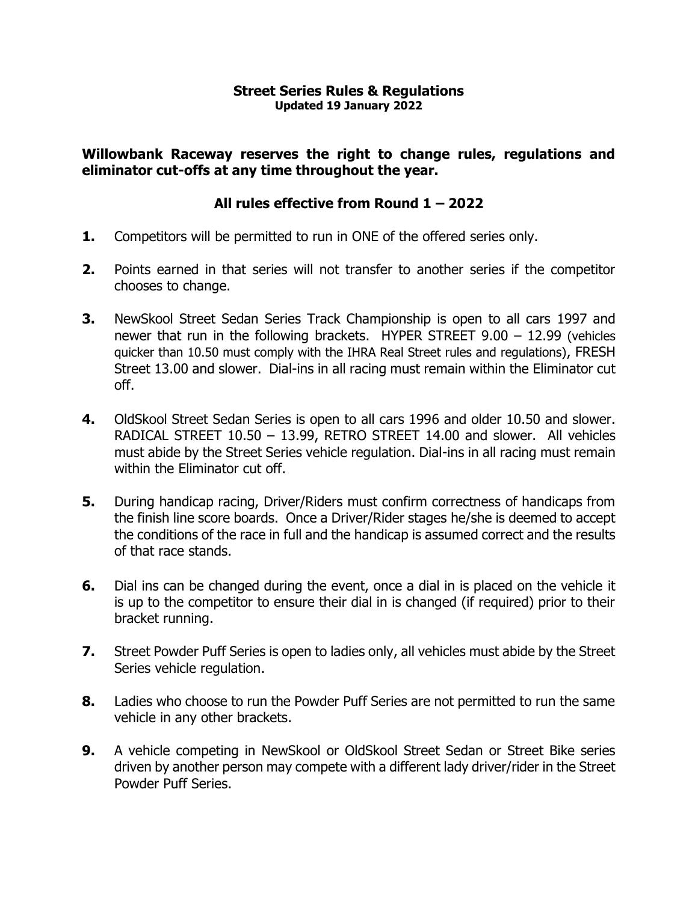# Street Series Rules & Regulations

**Updated 19 January 2022**

**Willowbank Raceway reserves the right to change rules, regulations and eliminator cut-offs at any time throughout the year.**

## All rules effective from Round 1 – 2022

1. Competitors will be permitted to run in ONE of the offered series only.

2. Points earned in that series will not transfer to another series if the competitor chooses to change.

3. NewSkool Street Sedan Series Track Championship is open to all cars 1997 and newer that run in the following brackets. HYPER STREET 9.00 – 12.99 (vehicles quicker than 10.50 must comply with the IHRA Real Street rules and regulations), FRESH Street 13.00 and slower. Dial-ins in all racing must remain within the Eliminator cut off.

4. OldSkool Street Sedan Series is open to all cars 1996 and older 10.50 and slower. RADICAL STREET 10.50 – 13.99, RETRO STREET 14.00 and slower. All vehicles must abide by the Street Series vehicle regulation. Dial-ins in all racing must remain within the Eliminator cut off.

5. During handicap racing, Driver/Riders must confirm correctness of handicaps from the finish line score boards. Once a Driver/Rider stages he/she is deemed to accept the conditions of the race in full and the handicap is assumed correct and the results of that race stands.

6. Dial ins can be changed during the event, once a dial in is placed on the vehicle it is up to the competitor to ensure their dial in is changed (if required) prior to their bracket running.

7. Street Powder Puff Series is open to ladies only, all vehicles must abide by the Street Series vehicle regulation.

8. Ladies who choose to run the Powder Puff Series are not permitted to run the same vehicle in any other brackets.

9. A vehicle competing in NewSkool or OldSkool Street Sedan or Street Bike series driven by another person may compete with a different lady driver/rider in the Street Powder Puff Series.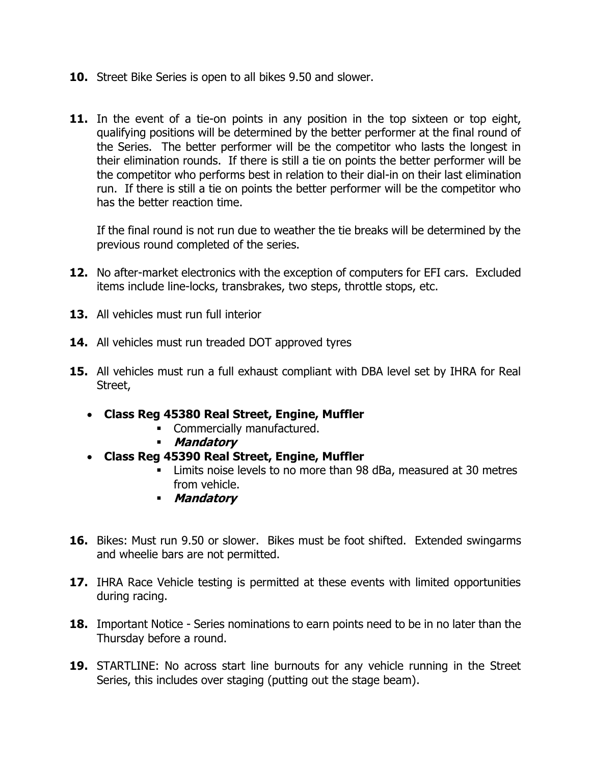**10.** Street Bike Series is open to all bikes 9.50 and slower.

**11.** In the event of a tie-on points in any position in the top sixteen or top eight, qualifying positions will be determined by the better performer at the final round of the Series. The better performer will be the competitor who lasts the longest in their elimination rounds. If there is still a tie on points the better performer will be the competitor who performs best in relation to their dial-in on their last elimination run. If there is still a tie on points the better performer will be the competitor who has the better reaction time.

If the final round is not run due to weather the tie breaks will be determined by the previous round completed of the series.

**12.** No after-market electronics with the exception of computers for EFI cars. Excluded items include line-locks, transbrakes, two steps, throttle stops, etc.

**13.** All vehicles must run full interior

**14.** All vehicles must run treaded DOT approved tyres

**15.** All vehicles must run a full exhaust compliant with DBA level set by IHRA for Real Street,

- **Class Reg 45380 Real Street, Engine, Muffler**
  - Commercially manufactured.
  - ***Mandatory***
- **Class Reg 45390 Real Street, Engine, Muffler**
  - Limits noise levels to no more than 98 dBa, measured at 30 metres from vehicle.
  - ***Mandatory***

**16.** Bikes: Must run 9.50 or slower. Bikes must be foot shifted. Extended swingarms and wheelie bars are not permitted.

**17.** IHRA Race Vehicle testing is permitted at these events with limited opportunities during racing.

**18.** Important Notice - Series nominations to earn points need to be in no later than the Thursday before a round.

**19.** STARTLINE: No across start line burnouts for any vehicle running in the Street Series, this includes over staging (putting out the stage beam).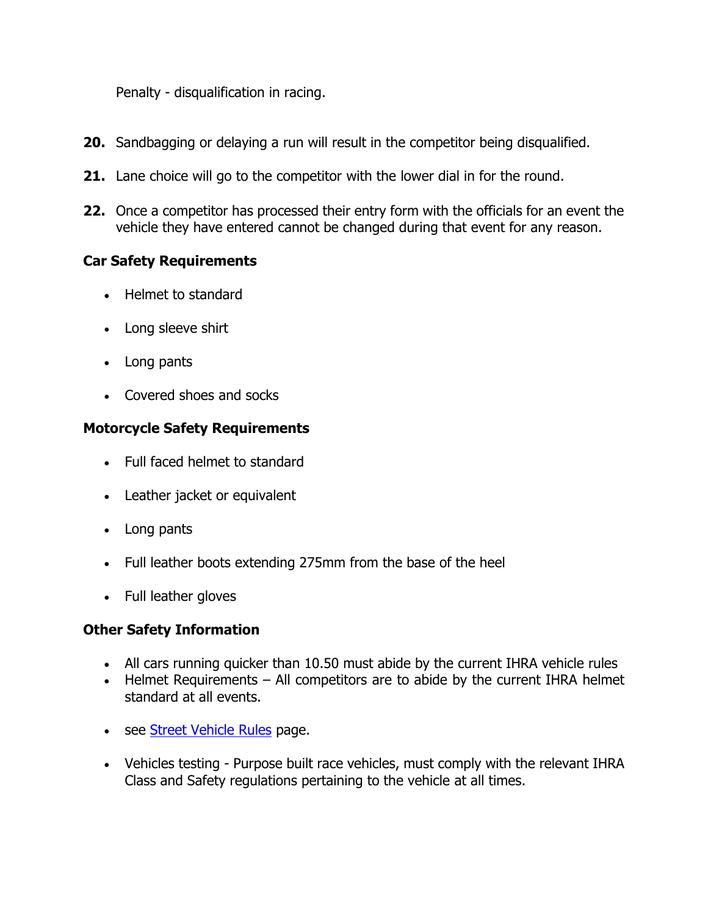Penalty - disqualification in racing.

20. Sandbagging or delaying a run will result in the competitor being disqualified.

21. Lane choice will go to the competitor with the lower dial in for the round.

22. Once a competitor has processed their entry form with the officials for an event the vehicle they have entered cannot be changed during that event for any reason.

**Car Safety Requirements**

- Helmet to standard
- Long sleeve shirt
- Long pants
- Covered shoes and socks

**Motorcycle Safety Requirements**

- Full faced helmet to standard
- Leather jacket or equivalent
- Long pants
- Full leather boots extending 275mm from the base of the heel
- Full leather gloves

**Other Safety Information**

- All cars running quicker than 10.50 must abide by the current IHRA vehicle rules
- Helmet Requirements – All competitors are to abide by the current IHRA helmet standard at all events.
- see Street Vehicle Rules page.
- Vehicles testing - Purpose built race vehicles, must comply with the relevant IHRA Class and Safety regulations pertaining to the vehicle at all times.